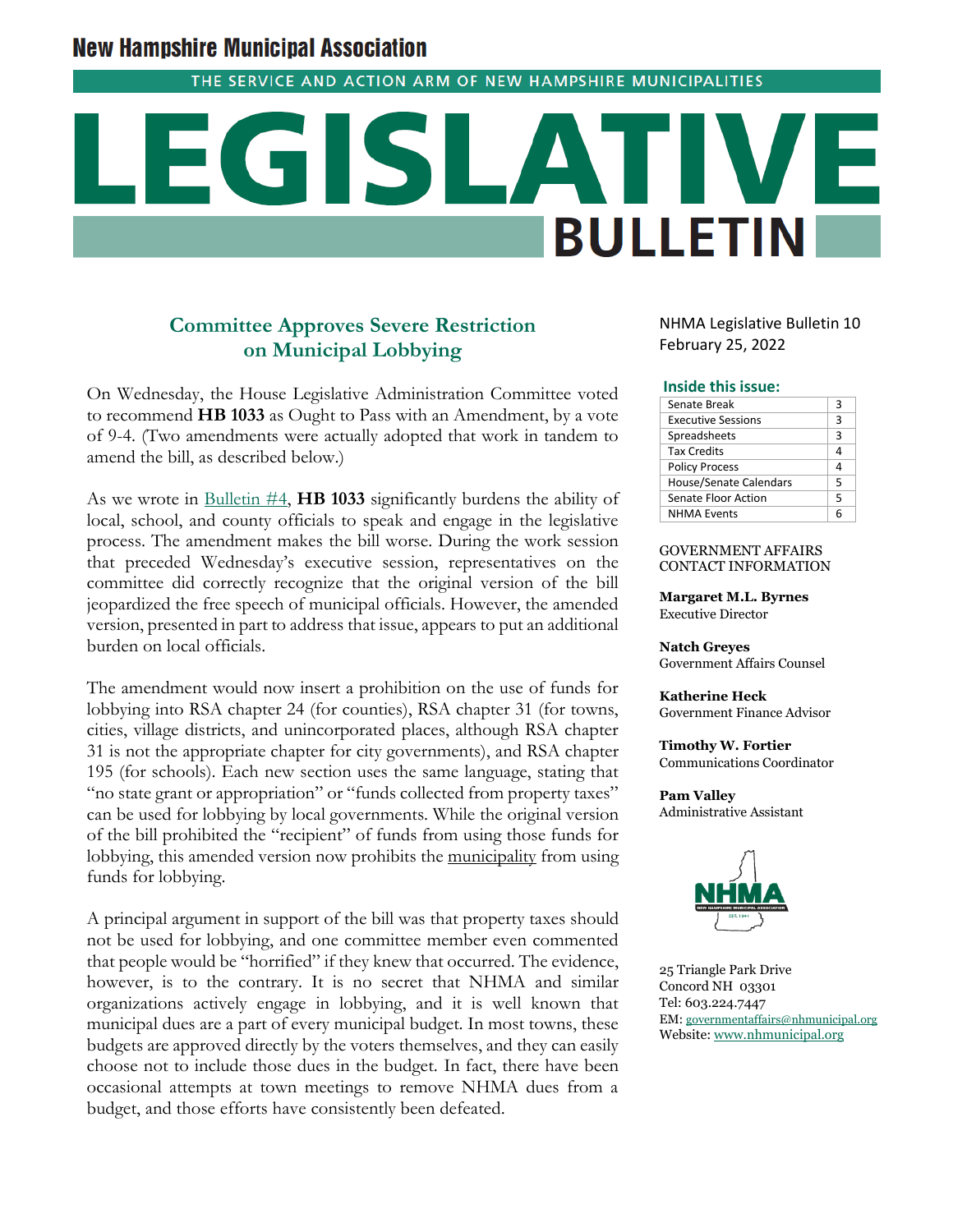# New Hampshire Municipal Association

THE SERVICE AND ACTION ARM OF NEW HAMPSHIRE MUNICIPALITIES

# LEGISLATIVE BULLETIN

NHMA Legislative Bulletin 10
February 25, 2022

**Inside this issue:**

| | |
|---|---|
| Senate Break | 3 |
| Executive Sessions | 3 |
| Spreadsheets | 3 |
| Tax Credits | 4 |
| Policy Process | 4 |
| House/Senate Calendars | 5 |
| Senate Floor Action | 5 |
| NHMA Events | 6 |

## Committee Approves Severe Restriction on Municipal Lobbying

On Wednesday, the House Legislative Administration Committee voted to recommend **HB 1033** as Ought to Pass with an Amendment, by a vote of 9-4. (Two amendments were actually adopted that work in tandem to amend the bill, as described below.)

As we wrote in Bulletin #4, **HB 1033** significantly burdens the ability of local, school, and county officials to speak and engage in the legislative process. The amendment makes the bill worse. During the work session that preceded Wednesday's executive session, representatives on the committee did correctly recognize that the original version of the bill jeopardized the free speech of municipal officials. However, the amended version, presented in part to address that issue, appears to put an additional burden on local officials.

The amendment would now insert a prohibition on the use of funds for lobbying into RSA chapter 24 (for counties), RSA chapter 31 (for towns, cities, village districts, and unincorporated places, although RSA chapter 31 is not the appropriate chapter for city governments), and RSA chapter 195 (for schools). Each new section uses the same language, stating that "no state grant or appropriation" or "funds collected from property taxes" can be used for lobbying by local governments. While the original version of the bill prohibited the "recipient" of funds from using those funds for lobbying, this amended version now prohibits the municipality from using funds for lobbying.

A principal argument in support of the bill was that property taxes should not be used for lobbying, and one committee member even commented that people would be "horrified" if they knew that occurred. The evidence, however, is to the contrary. It is no secret that NHMA and similar organizations actively engage in lobbying, and it is well known that municipal dues are a part of every municipal budget. In most towns, these budgets are approved directly by the voters themselves, and they can easily choose not to include those dues in the budget. In fact, there have been occasional attempts at town meetings to remove NHMA dues from a budget, and those efforts have consistently been defeated.

GOVERNMENT AFFAIRS CONTACT INFORMATION

**Margaret M.L. Byrnes**
Executive Director

**Natch Greyes**
Government Affairs Counsel

**Katherine Heck**
Government Finance Advisor

**Timothy W. Fortier**
Communications Coordinator

**Pam Valley**
Administrative Assistant

25 Triangle Park Drive
Concord NH 03301
Tel: 603.224.7447
EM: governmentaffairs@nhmunicipal.org
Website: www.nhmunicipal.org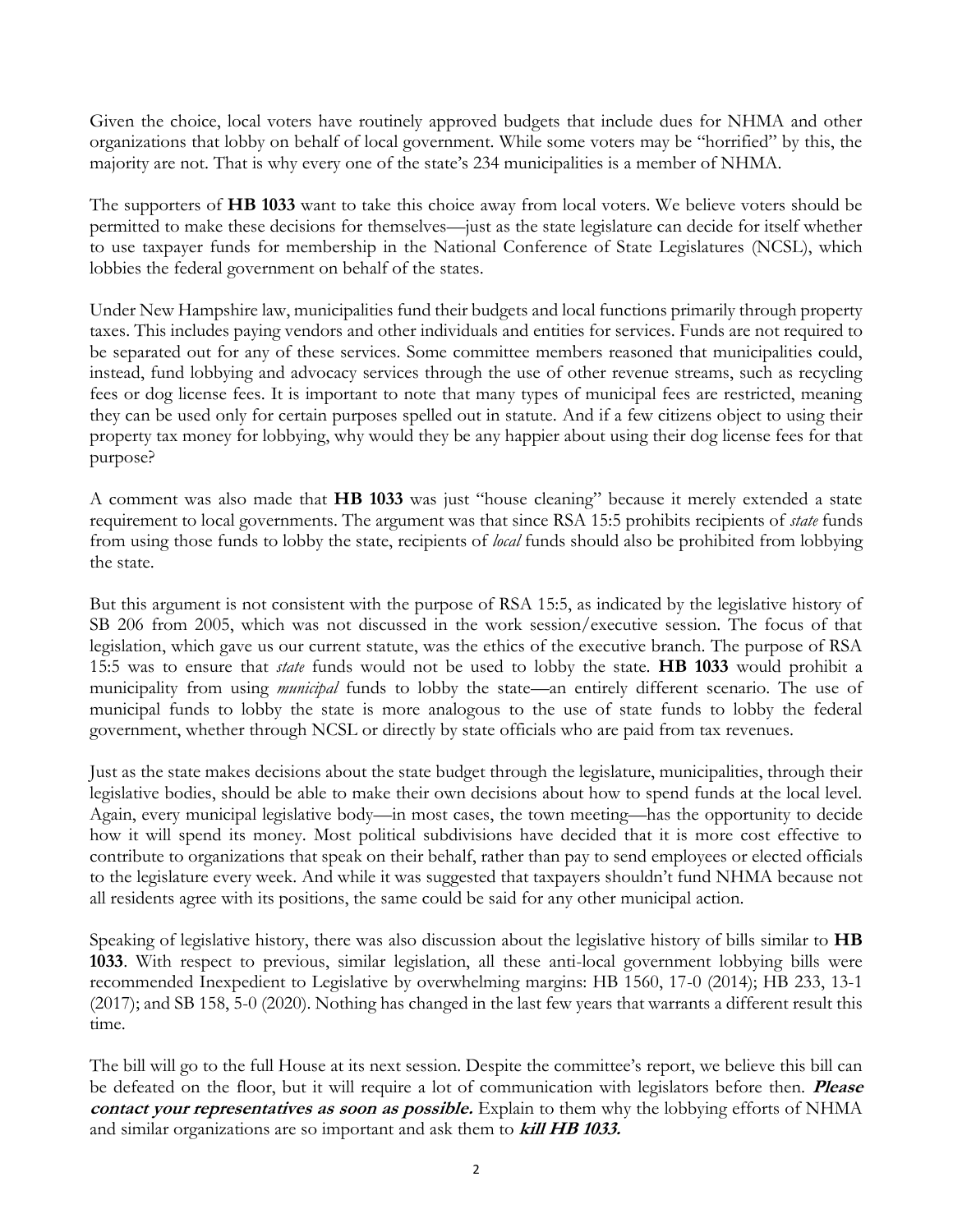Given the choice, local voters have routinely approved budgets that include dues for NHMA and other organizations that lobby on behalf of local government. While some voters may be "horrified" by this, the majority are not. That is why every one of the state's 234 municipalities is a member of NHMA.

The supporters of **HB 1033** want to take this choice away from local voters. We believe voters should be permitted to make these decisions for themselves—just as the state legislature can decide for itself whether to use taxpayer funds for membership in the National Conference of State Legislatures (NCSL), which lobbies the federal government on behalf of the states.

Under New Hampshire law, municipalities fund their budgets and local functions primarily through property taxes. This includes paying vendors and other individuals and entities for services. Funds are not required to be separated out for any of these services. Some committee members reasoned that municipalities could, instead, fund lobbying and advocacy services through the use of other revenue streams, such as recycling fees or dog license fees. It is important to note that many types of municipal fees are restricted, meaning they can be used only for certain purposes spelled out in statute. And if a few citizens object to using their property tax money for lobbying, why would they be any happier about using their dog license fees for that purpose?

A comment was also made that **HB 1033** was just "house cleaning" because it merely extended a state requirement to local governments. The argument was that since RSA 15:5 prohibits recipients of *state* funds from using those funds to lobby the state, recipients of *local* funds should also be prohibited from lobbying the state.

But this argument is not consistent with the purpose of RSA 15:5, as indicated by the legislative history of SB 206 from 2005, which was not discussed in the work session/executive session. The focus of that legislation, which gave us our current statute, was the ethics of the executive branch. The purpose of RSA 15:5 was to ensure that *state* funds would not be used to lobby the state. **HB 1033** would prohibit a municipality from using *municipal* funds to lobby the state—an entirely different scenario. The use of municipal funds to lobby the state is more analogous to the use of state funds to lobby the federal government, whether through NCSL or directly by state officials who are paid from tax revenues.

Just as the state makes decisions about the state budget through the legislature, municipalities, through their legislative bodies, should be able to make their own decisions about how to spend funds at the local level. Again, every municipal legislative body—in most cases, the town meeting—has the opportunity to decide how it will spend its money. Most political subdivisions have decided that it is more cost effective to contribute to organizations that speak on their behalf, rather than pay to send employees or elected officials to the legislature every week. And while it was suggested that taxpayers shouldn't fund NHMA because not all residents agree with its positions, the same could be said for any other municipal action.

Speaking of legislative history, there was also discussion about the legislative history of bills similar to **HB 1033**. With respect to previous, similar legislation, all these anti-local government lobbying bills were recommended Inexpedient to Legislative by overwhelming margins: HB 1560, 17-0 (2014); HB 233, 13-1 (2017); and SB 158, 5-0 (2020). Nothing has changed in the last few years that warrants a different result this time.

The bill will go to the full House at its next session. Despite the committee's report, we believe this bill can be defeated on the floor, but it will require a lot of communication with legislators before then. ***Please contact your representatives as soon as possible.*** Explain to them why the lobbying efforts of NHMA and similar organizations are so important and ask them to ***kill HB 1033.***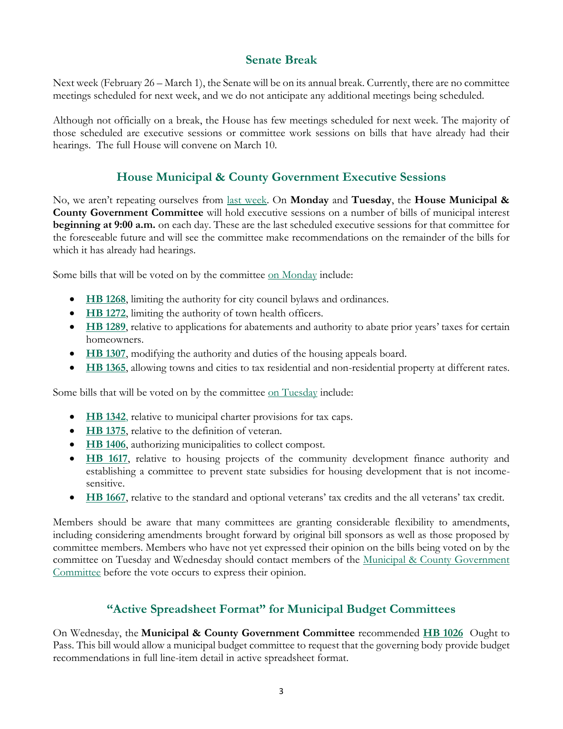## Senate Break

Next week (February 26 – March 1), the Senate will be on its annual break. Currently, there are no committee meetings scheduled for next week, and we do not anticipate any additional meetings being scheduled.

Although not officially on a break, the House has few meetings scheduled for next week. The majority of those scheduled are executive sessions or committee work sessions on bills that have already had their hearings. The full House will convene on March 10.

## House Municipal & County Government Executive Sessions

No, we aren't repeating ourselves from last week. On **Monday** and **Tuesday**, the **House Municipal & County Government Committee** will hold executive sessions on a number of bills of municipal interest **beginning at 9:00 a.m.** on each day. These are the last scheduled executive sessions for that committee for the foreseeable future and will see the committee make recommendations on the remainder of the bills for which it has already had hearings.

Some bills that will be voted on by the committee on Monday include:

- **HB 1268**, limiting the authority for city council bylaws and ordinances.
- **HB 1272**, limiting the authority of town health officers.
- **HB 1289**, relative to applications for abatements and authority to abate prior years' taxes for certain homeowners.
- **HB 1307**, modifying the authority and duties of the housing appeals board.
- **HB 1365**, allowing towns and cities to tax residential and non-residential property at different rates.

Some bills that will be voted on by the committee on Tuesday include:

- **HB 1342**, relative to municipal charter provisions for tax caps.
- **HB 1375**, relative to the definition of veteran.
- **HB 1406**, authorizing municipalities to collect compost.
- **HB 1617**, relative to housing projects of the community development finance authority and establishing a committee to prevent state subsidies for housing development that is not income-sensitive.
- **HB 1667**, relative to the standard and optional veterans' tax credits and the all veterans' tax credit.

Members should be aware that many committees are granting considerable flexibility to amendments, including considering amendments brought forward by original bill sponsors as well as those proposed by committee members. Members who have not yet expressed their opinion on the bills being voted on by the committee on Tuesday and Wednesday should contact members of the Municipal & County Government Committee before the vote occurs to express their opinion.

## "Active Spreadsheet Format" for Municipal Budget Committees

On Wednesday, the **Municipal & County Government Committee** recommended **HB 1026** Ought to Pass. This bill would allow a municipal budget committee to request that the governing body provide budget recommendations in full line-item detail in active spreadsheet format.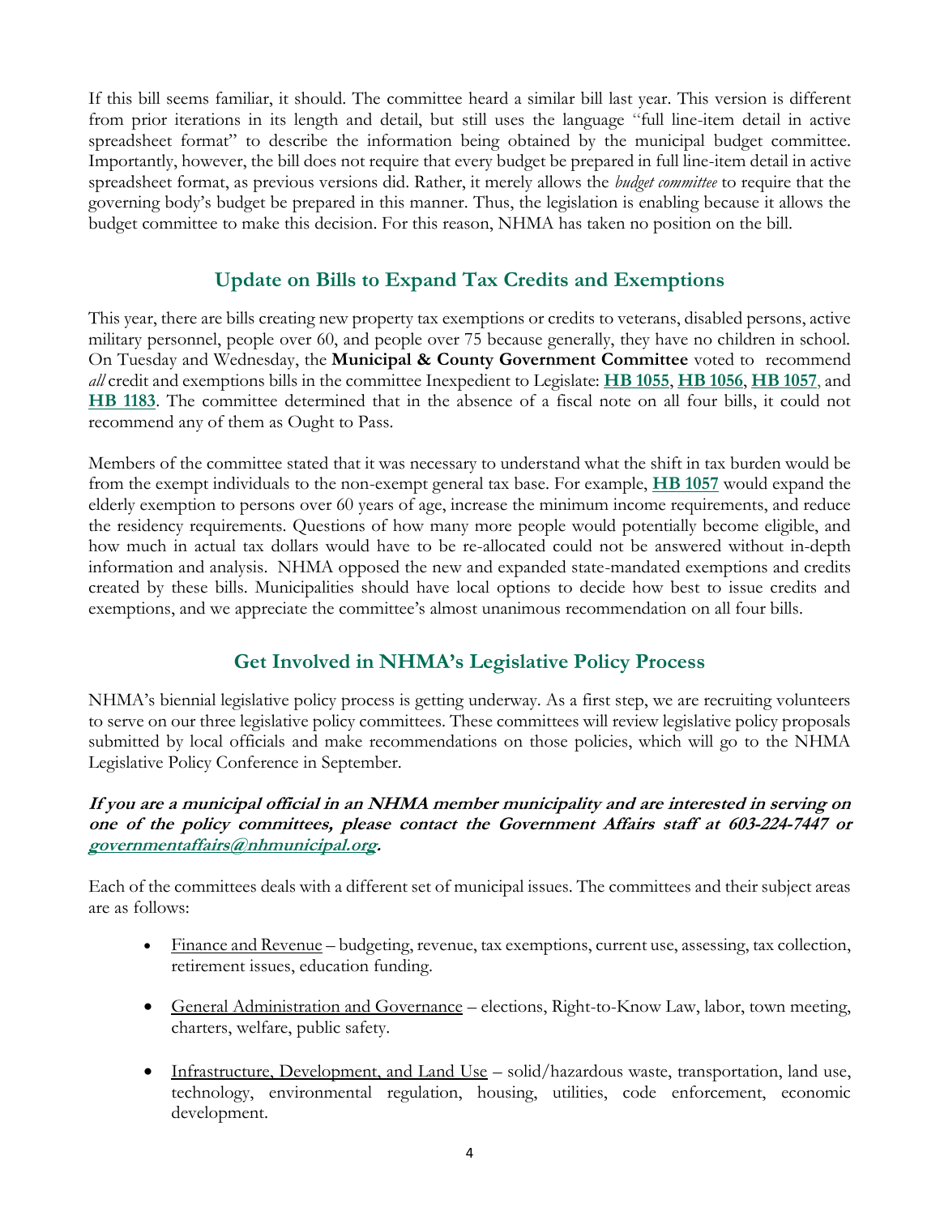If this bill seems familiar, it should. The committee heard a similar bill last year. This version is different from prior iterations in its length and detail, but still uses the language "full line-item detail in active spreadsheet format" to describe the information being obtained by the municipal budget committee. Importantly, however, the bill does not require that every budget be prepared in full line-item detail in active spreadsheet format, as previous versions did. Rather, it merely allows the *budget committee* to require that the governing body's budget be prepared in this manner. Thus, the legislation is enabling because it allows the budget committee to make this decision. For this reason, NHMA has taken no position on the bill.

## Update on Bills to Expand Tax Credits and Exemptions

This year, there are bills creating new property tax exemptions or credits to veterans, disabled persons, active military personnel, people over 60, and people over 75 because generally, they have no children in school. On Tuesday and Wednesday, the **Municipal & County Government Committee** voted to recommend *all* credit and exemptions bills in the committee Inexpedient to Legislate: **HB 1055**, **HB 1056**, **HB 1057**, and **HB 1183**. The committee determined that in the absence of a fiscal note on all four bills, it could not recommend any of them as Ought to Pass.

Members of the committee stated that it was necessary to understand what the shift in tax burden would be from the exempt individuals to the non-exempt general tax base. For example, **HB 1057** would expand the elderly exemption to persons over 60 years of age, increase the minimum income requirements, and reduce the residency requirements. Questions of how many more people would potentially become eligible, and how much in actual tax dollars would have to be re-allocated could not be answered without in-depth information and analysis. NHMA opposed the new and expanded state-mandated exemptions and credits created by these bills. Municipalities should have local options to decide how best to issue credits and exemptions, and we appreciate the committee's almost unanimous recommendation on all four bills.

## Get Involved in NHMA's Legislative Policy Process

NHMA's biennial legislative policy process is getting underway. As a first step, we are recruiting volunteers to serve on our three legislative policy committees. These committees will review legislative policy proposals submitted by local officials and make recommendations on those policies, which will go to the NHMA Legislative Policy Conference in September.

***If you are a municipal official in an NHMA member municipality and are interested in serving on one of the policy committees, please contact the Government Affairs staff at 603-224-7447 or governmentaffairs@nhmunicipal.org.***

Each of the committees deals with a different set of municipal issues. The committees and their subject areas are as follows:

- Finance and Revenue – budgeting, revenue, tax exemptions, current use, assessing, tax collection, retirement issues, education funding.
- General Administration and Governance – elections, Right-to-Know Law, labor, town meeting, charters, welfare, public safety.
- Infrastructure, Development, and Land Use – solid/hazardous waste, transportation, land use, technology, environmental regulation, housing, utilities, code enforcement, economic development.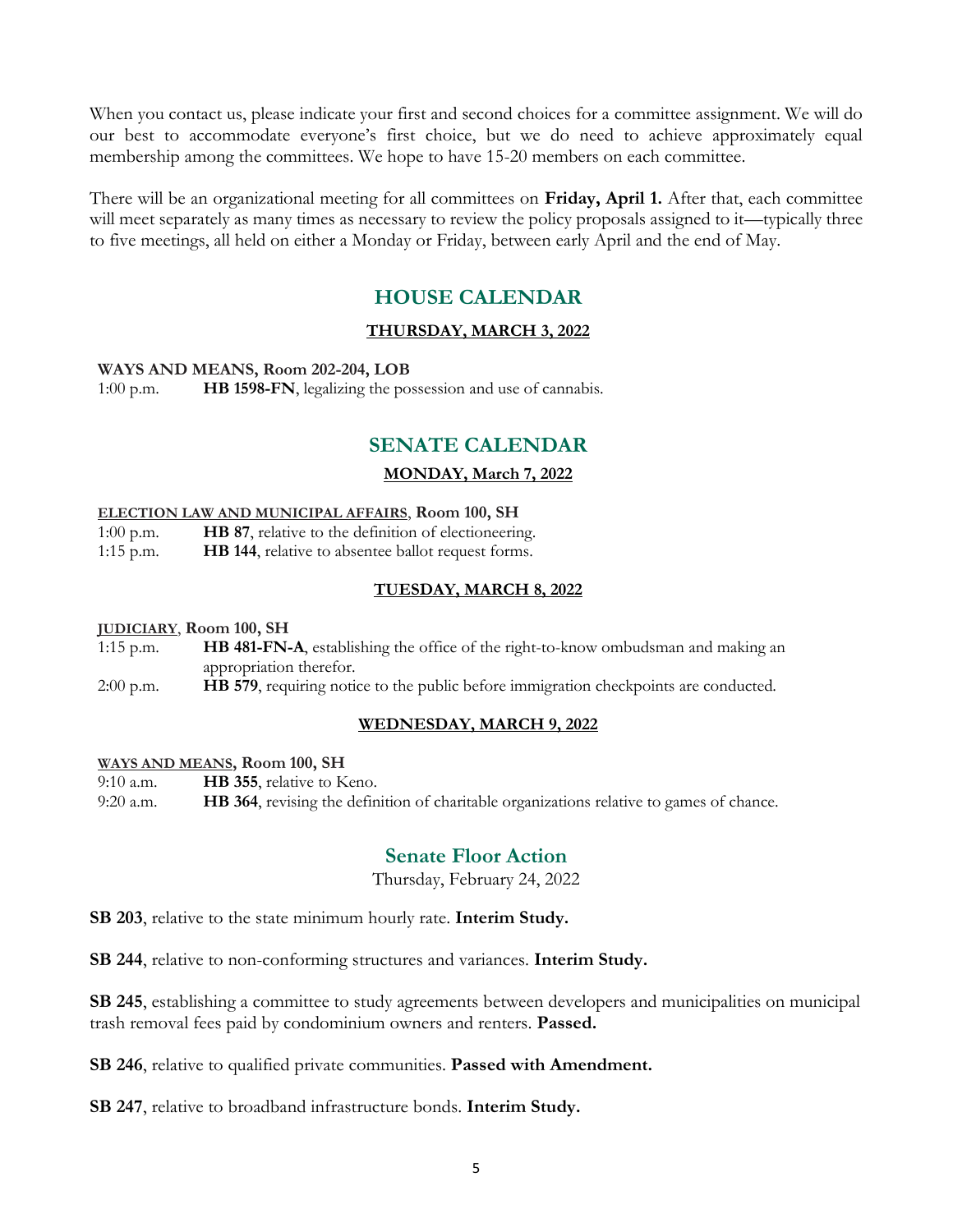When you contact us, please indicate your first and second choices for a committee assignment. We will do our best to accommodate everyone's first choice, but we do need to achieve approximately equal membership among the committees. We hope to have 15-20 members on each committee.

There will be an organizational meeting for all committees on **Friday, April 1.** After that, each committee will meet separately as many times as necessary to review the policy proposals assigned to it—typically three to five meetings, all held on either a Monday or Friday, between early April and the end of May.

## HOUSE CALENDAR

**THURSDAY, MARCH 3, 2022**

**WAYS AND MEANS, Room 202-204, LOB**

1:00 p.m. **HB 1598-FN**, legalizing the possession and use of cannabis.

## SENATE CALENDAR

**MONDAY, March 7, 2022**

**ELECTION LAW AND MUNICIPAL AFFAIRS, Room 100, SH**

1:00 p.m. **HB 87**, relative to the definition of electioneering.
1:15 p.m. **HB 144**, relative to absentee ballot request forms.

**TUESDAY, MARCH 8, 2022**

**JUDICIARY, Room 100, SH**

1:15 p.m. **HB 481-FN-A**, establishing the office of the right-to-know ombudsman and making an appropriation therefor.
2:00 p.m. **HB 579**, requiring notice to the public before immigration checkpoints are conducted.

**WEDNESDAY, MARCH 9, 2022**

**WAYS AND MEANS, Room 100, SH**

9:10 a.m. **HB 355**, relative to Keno.
9:20 a.m. **HB 364**, revising the definition of charitable organizations relative to games of chance.

## Senate Floor Action

Thursday, February 24, 2022

**SB 203**, relative to the state minimum hourly rate. **Interim Study.**

**SB 244**, relative to non-conforming structures and variances. **Interim Study.**

**SB 245**, establishing a committee to study agreements between developers and municipalities on municipal trash removal fees paid by condominium owners and renters. **Passed.**

**SB 246**, relative to qualified private communities. **Passed with Amendment.**

**SB 247**, relative to broadband infrastructure bonds. **Interim Study.**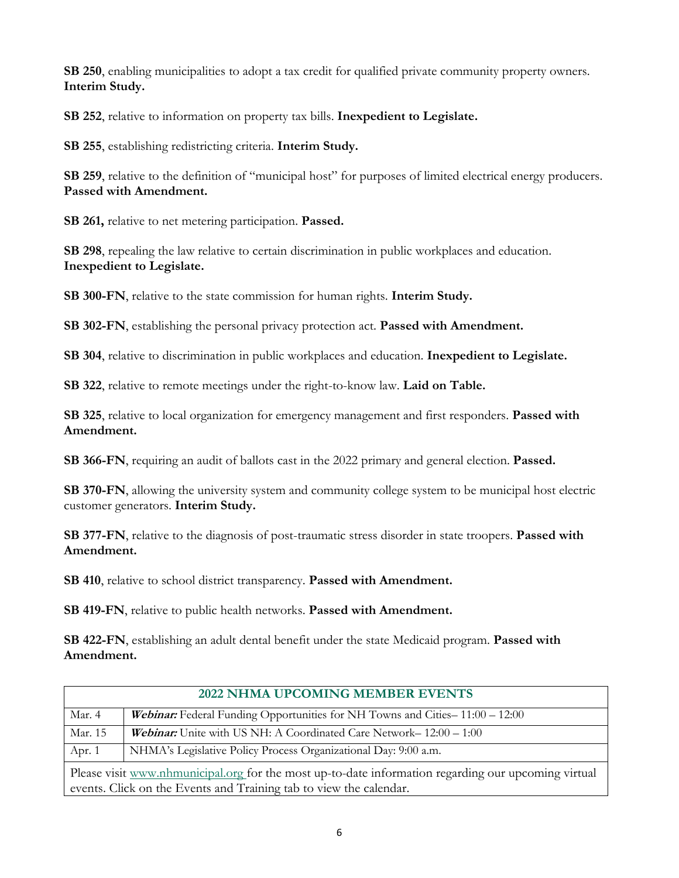**SB 250**, enabling municipalities to adopt a tax credit for qualified private community property owners. **Interim Study.**

**SB 252**, relative to information on property tax bills. **Inexpedient to Legislate.**

**SB 255**, establishing redistricting criteria. **Interim Study.**

**SB 259**, relative to the definition of "municipal host" for purposes of limited electrical energy producers. **Passed with Amendment.**

**SB 261,** relative to net metering participation. **Passed.**

**SB 298**, repealing the law relative to certain discrimination in public workplaces and education. **Inexpedient to Legislate.**

**SB 300-FN**, relative to the state commission for human rights. **Interim Study.**

**SB 302-FN**, establishing the personal privacy protection act. **Passed with Amendment.**

**SB 304**, relative to discrimination in public workplaces and education. **Inexpedient to Legislate.**

**SB 322**, relative to remote meetings under the right-to-know law. **Laid on Table.**

**SB 325**, relative to local organization for emergency management and first responders. **Passed with Amendment.**

**SB 366-FN**, requiring an audit of ballots cast in the 2022 primary and general election. **Passed.**

**SB 370-FN**, allowing the university system and community college system to be municipal host electric customer generators. **Interim Study.**

**SB 377-FN**, relative to the diagnosis of post-traumatic stress disorder in state troopers. **Passed with Amendment.**

**SB 410**, relative to school district transparency. **Passed with Amendment.**

**SB 419-FN**, relative to public health networks. **Passed with Amendment.**

**SB 422-FN**, establishing an adult dental benefit under the state Medicaid program. **Passed with Amendment.**

| **2022 NHMA UPCOMING MEMBER EVENTS** | |
|---|---|
| Mar. 4 | ***Webinar:*** Federal Funding Opportunities for NH Towns and Cities– 11:00 – 12:00 |
| Mar. 15 | ***Webinar:*** Unite with US NH: A Coordinated Care Network– 12:00 – 1:00 |
| Apr. 1 | NHMA's Legislative Policy Process Organizational Day: 9:00 a.m. |
| Please visit www.nhmunicipal.org for the most up-to-date information regarding our upcoming virtual events. Click on the Events and Training tab to view the calendar. | |